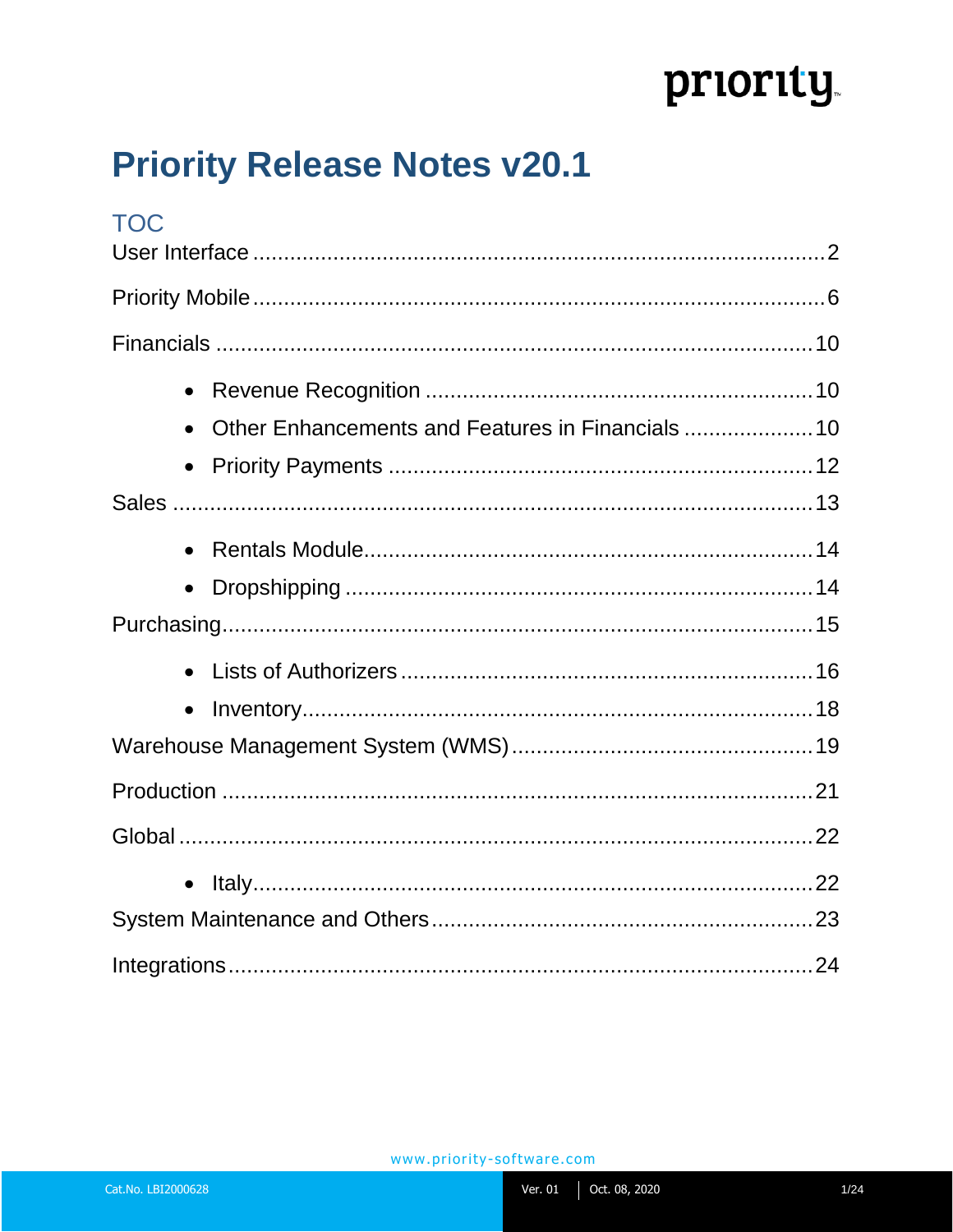# Priority Release Notes v20.1

## TOC

User Interface ........................................................................................ 2

Priority Mobile ........................................................................................ 6

Financials .............................................................................................. 10

- Revenue Recognition ........................................................................ 10
- Other Enhancements and Features in Financials .............................. 10
- Priority Payments .............................................................................. 12

Sales ...................................................................................................... 13

- Rentals Module ................................................................................. 14
- Dropshipping .................................................................................... 14

Purchasing ............................................................................................. 15

- Lists of Authorizers ........................................................................... 16
- Inventory ............................................................................................ 18

Warehouse Management System (WMS) ................................................ 19

Production .............................................................................................. 21

Global ..................................................................................................... 22

- Italy .................................................................................................... 22

System Maintenance and Others ............................................................ 23

Integrations ............................................................................................. 24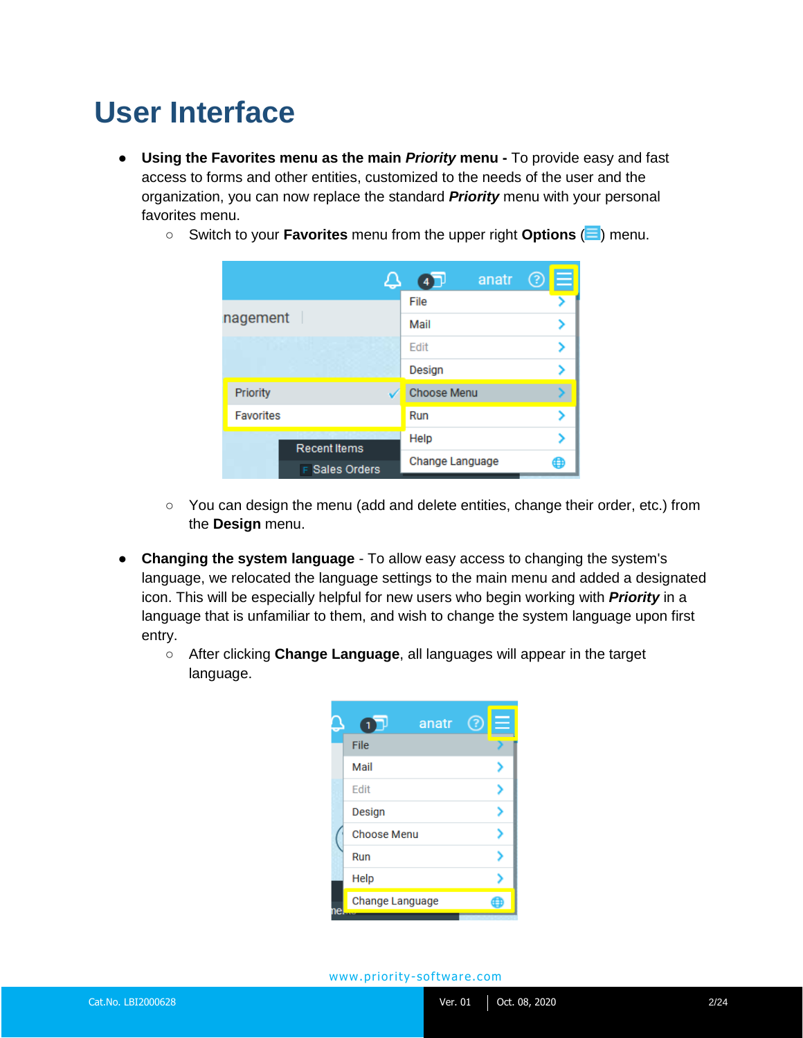# User Interface

- **Using the Favorites menu as the main *Priority* menu -** To provide easy and fast access to forms and other entities, customized to the needs of the user and the organization, you can now replace the standard ***Priority*** menu with your personal favorites menu.
  - Switch to your **Favorites** menu from the upper right **Options** ( ) menu.
  - You can design the menu (add and delete entities, change their order, etc.) from the **Design** menu.
- **Changing the system language** - To allow easy access to changing the system's language, we relocated the language settings to the main menu and added a designated icon. This will be especially helpful for new users who begin working with ***Priority*** in a language that is unfamiliar to them, and wish to change the system language upon first entry.
  - After clicking **Change Language**, all languages will appear in the target language.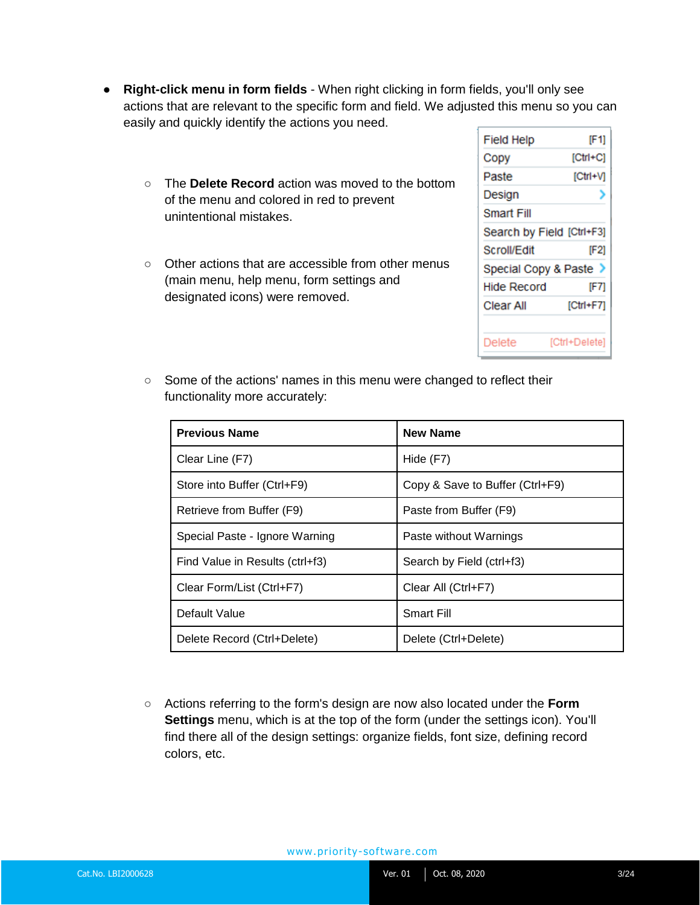- **Right-click menu in form fields** - When right clicking in form fields, you'll only see actions that are relevant to the specific form and field. We adjusted this menu so you can easily and quickly identify the actions you need.

  - The **Delete Record** action was moved to the bottom of the menu and colored in red to prevent unintentional mistakes.

  - Other actions that are accessible from other menus (main menu, help menu, form settings and designated icons) were removed.

  - Some of the actions' names in this menu were changed to reflect their functionality more accurately:

| Previous Name | New Name |
|---|---|
| Clear Line (F7) | Hide (F7) |
| Store into Buffer (Ctrl+F9) | Copy & Save to Buffer (Ctrl+F9) |
| Retrieve from Buffer (F9) | Paste from Buffer (F9) |
| Special Paste - Ignore Warning | Paste without Warnings |
| Find Value in Results (ctrl+f3) | Search by Field (ctrl+f3) |
| Clear Form/List (Ctrl+F7) | Clear All (Ctrl+F7) |
| Default Value | Smart Fill |
| Delete Record (Ctrl+Delete) | Delete (Ctrl+Delete) |

  - Actions referring to the form's design are now also located under the **Form Settings** menu, which is at the top of the form (under the settings icon). You'll find there all of the design settings: organize fields, font size, defining record colors, etc.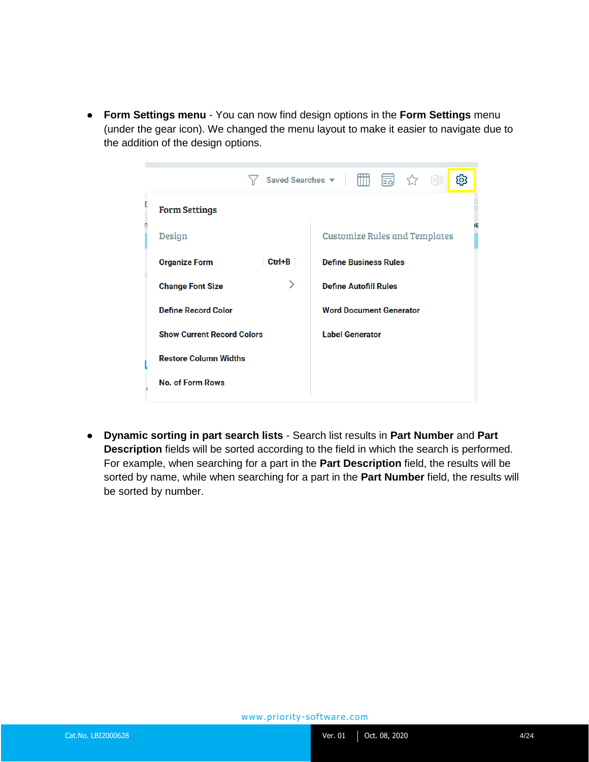- **Form Settings menu** - You can now find design options in the **Form Settings** menu (under the gear icon). We changed the menu layout to make it easier to navigate due to the addition of the design options.

- **Dynamic sorting in part search lists** - Search list results in **Part Number** and **Part Description** fields will be sorted according to the field in which the search is performed. For example, when searching for a part in the **Part Description** field, the results will be sorted by name, while when searching for a part in the **Part Number** field, the results will be sorted by number.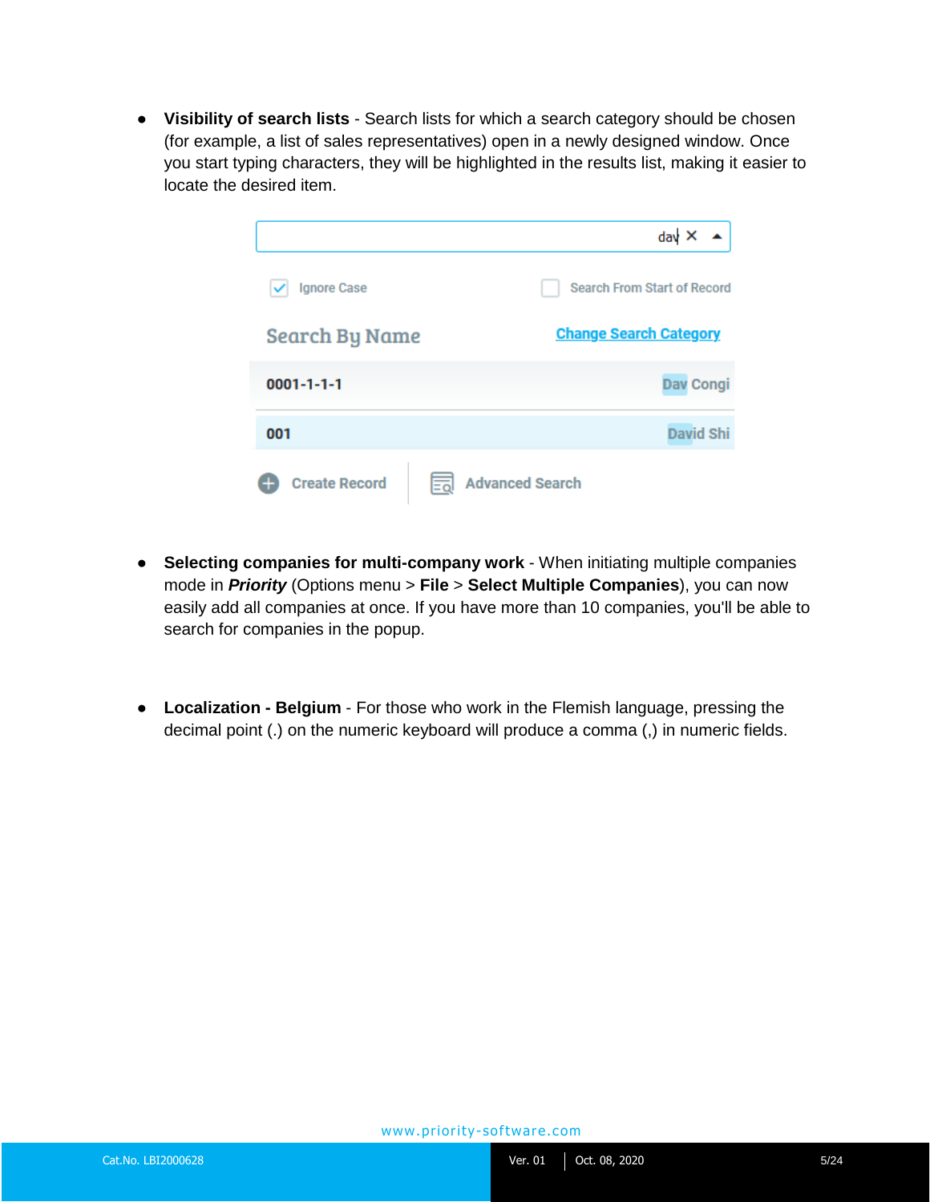- **Visibility of search lists** - Search lists for which a search category should be chosen (for example, a list of sales representatives) open in a newly designed window. Once you start typing characters, they will be highlighted in the results list, making it easier to locate the desired item.

- **Selecting companies for multi-company work** - When initiating multiple companies mode in ***Priority*** (Options menu > **File** > **Select Multiple Companies**), you can now easily add all companies at once. If you have more than 10 companies, you'll be able to search for companies in the popup.

- **Localization - Belgium** - For those who work in the Flemish language, pressing the decimal point (.) on the numeric keyboard will produce a comma (,) in numeric fields.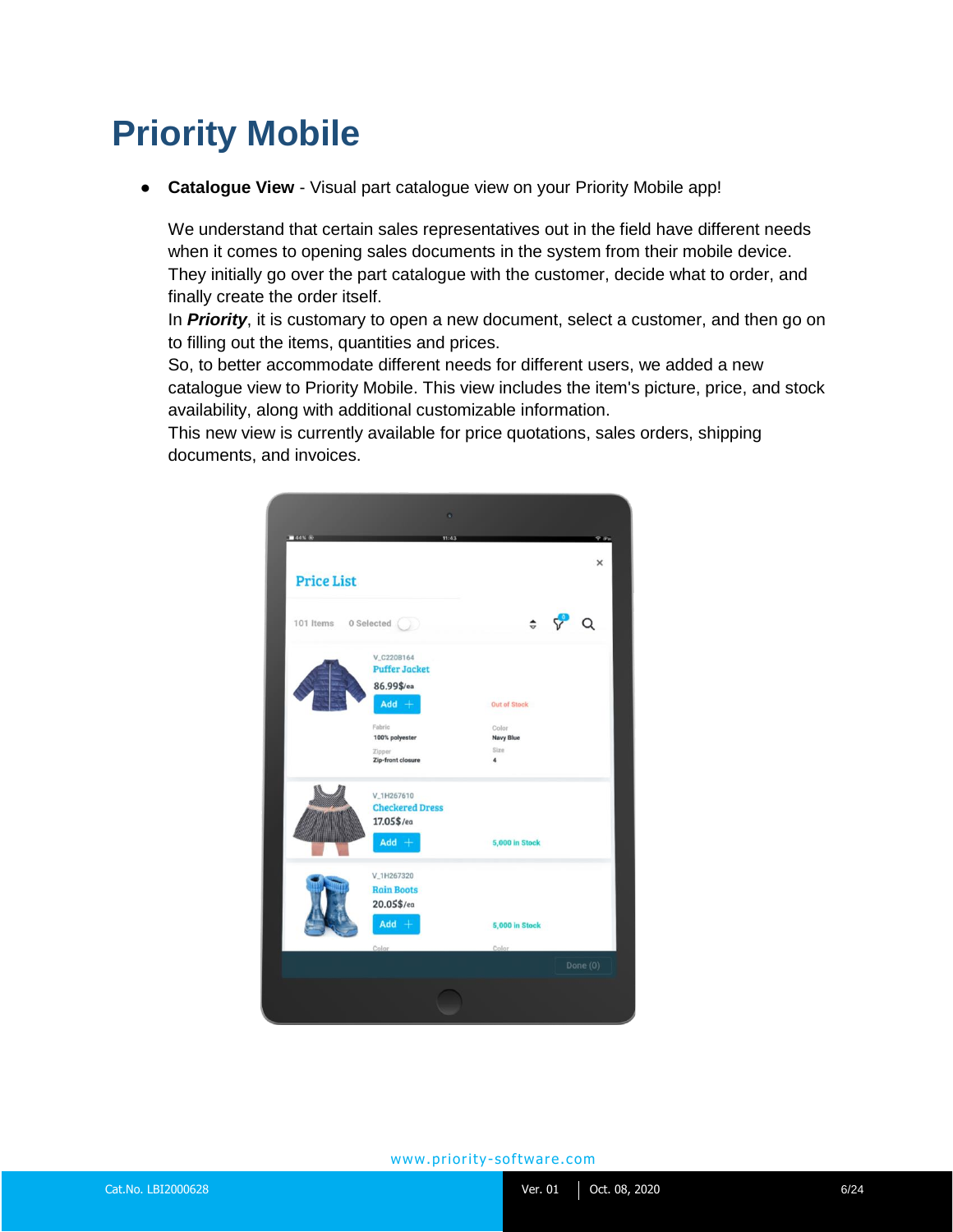# Priority Mobile

- **Catalogue View** - Visual part catalogue view on your Priority Mobile app!

  We understand that certain sales representatives out in the field have different needs when it comes to opening sales documents in the system from their mobile device. They initially go over the part catalogue with the customer, decide what to order, and finally create the order itself.
  In ***Priority***, it is customary to open a new document, select a customer, and then go on to filling out the items, quantities and prices.
  So, to better accommodate different needs for different users, we added a new catalogue view to Priority Mobile. This view includes the item's picture, price, and stock availability, along with additional customizable information.
  This new view is currently available for price quotations, sales orders, shipping documents, and invoices.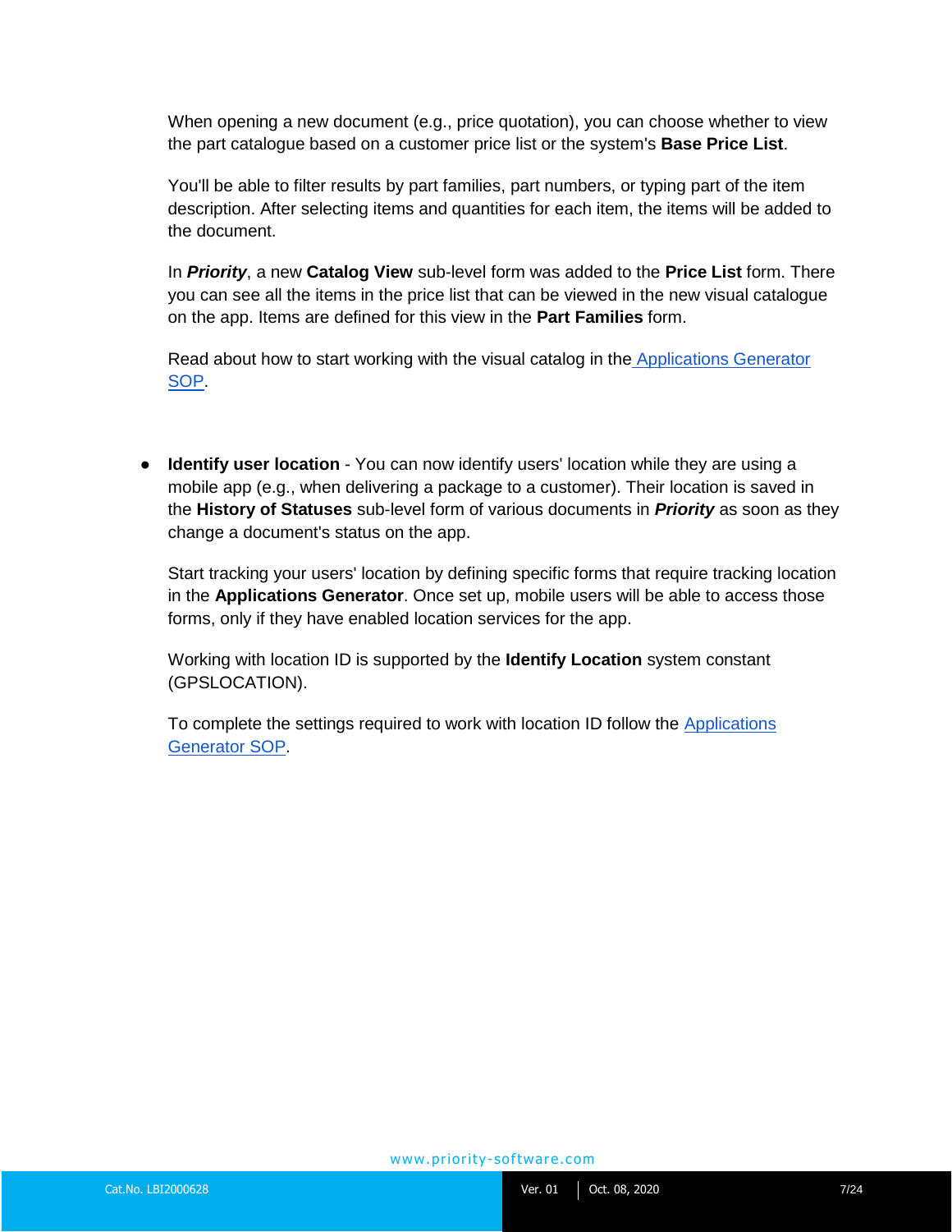When opening a new document (e.g., price quotation), you can choose whether to view the part catalogue based on a customer price list or the system's **Base Price List**.

You'll be able to filter results by part families, part numbers, or typing part of the item description. After selecting items and quantities for each item, the items will be added to the document.

In ***Priority***, a new **Catalog View** sub-level form was added to the **Price List** form. There you can see all the items in the price list that can be viewed in the new visual catalogue on the app. Items are defined for this view in the **Part Families** form.

Read about how to start working with the visual catalog in the Applications Generator SOP.

- **Identify user location** - You can now identify users' location while they are using a mobile app (e.g., when delivering a package to a customer). Their location is saved in the **History of Statuses** sub-level form of various documents in ***Priority*** as soon as they change a document's status on the app.

  Start tracking your users' location by defining specific forms that require tracking location in the **Applications Generator**. Once set up, mobile users will be able to access those forms, only if they have enabled location services for the app.

  Working with location ID is supported by the **Identify Location** system constant (GPSLOCATION).

  To complete the settings required to work with location ID follow the Applications Generator SOP.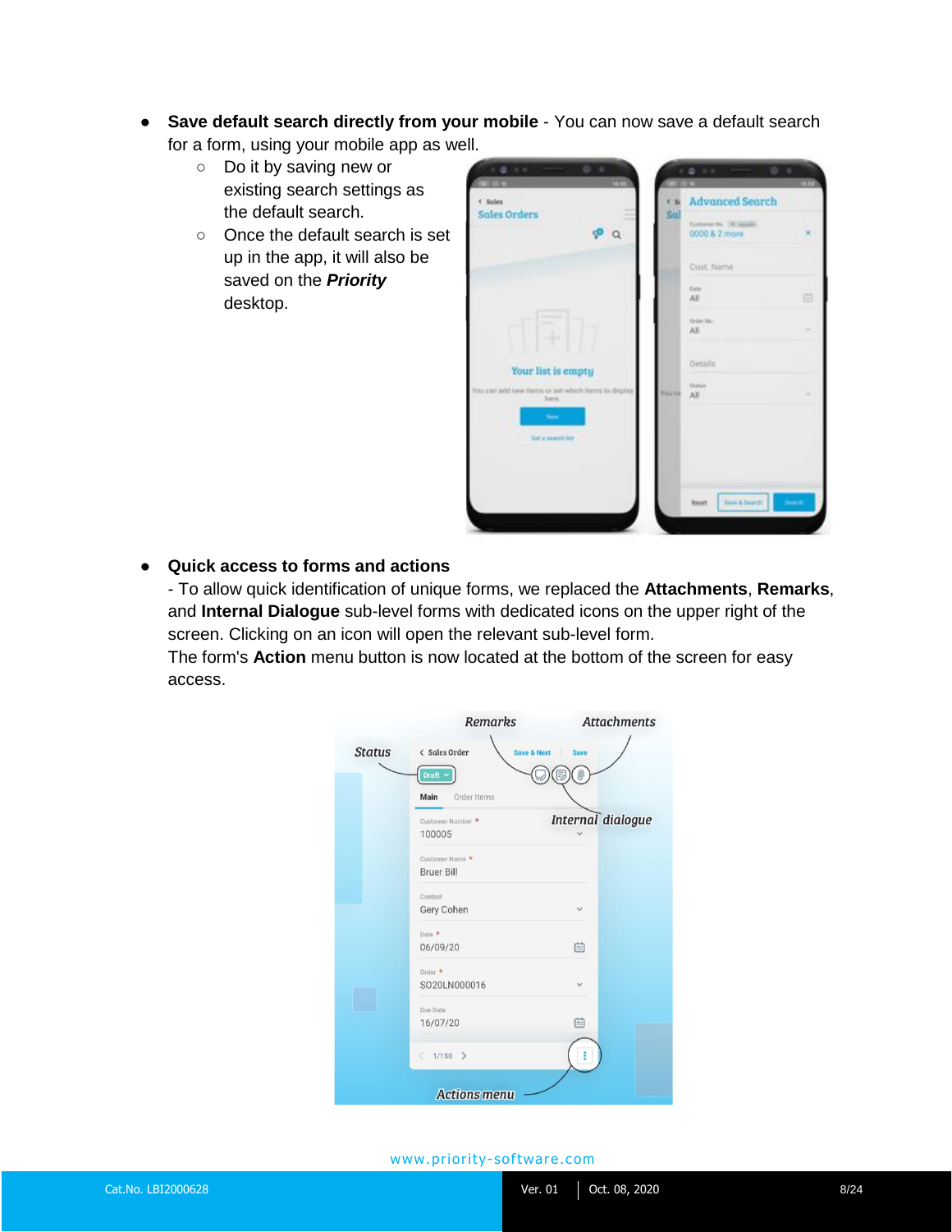- **Save default search directly from your mobile** - You can now save a default search for a form, using your mobile app as well.
    - Do it by saving new or existing search settings as the default search.
    - Once the default search is set up in the app, it will also be saved on the ***Priority*** desktop.

- **Quick access to forms and actions**
  - To allow quick identification of unique forms, we replaced the **Attachments**, **Remarks**, and **Internal Dialogue** sub-level forms with dedicated icons on the upper right of the screen. Clicking on an icon will open the relevant sub-level form.
  The form's **Action** menu button is now located at the bottom of the screen for easy access.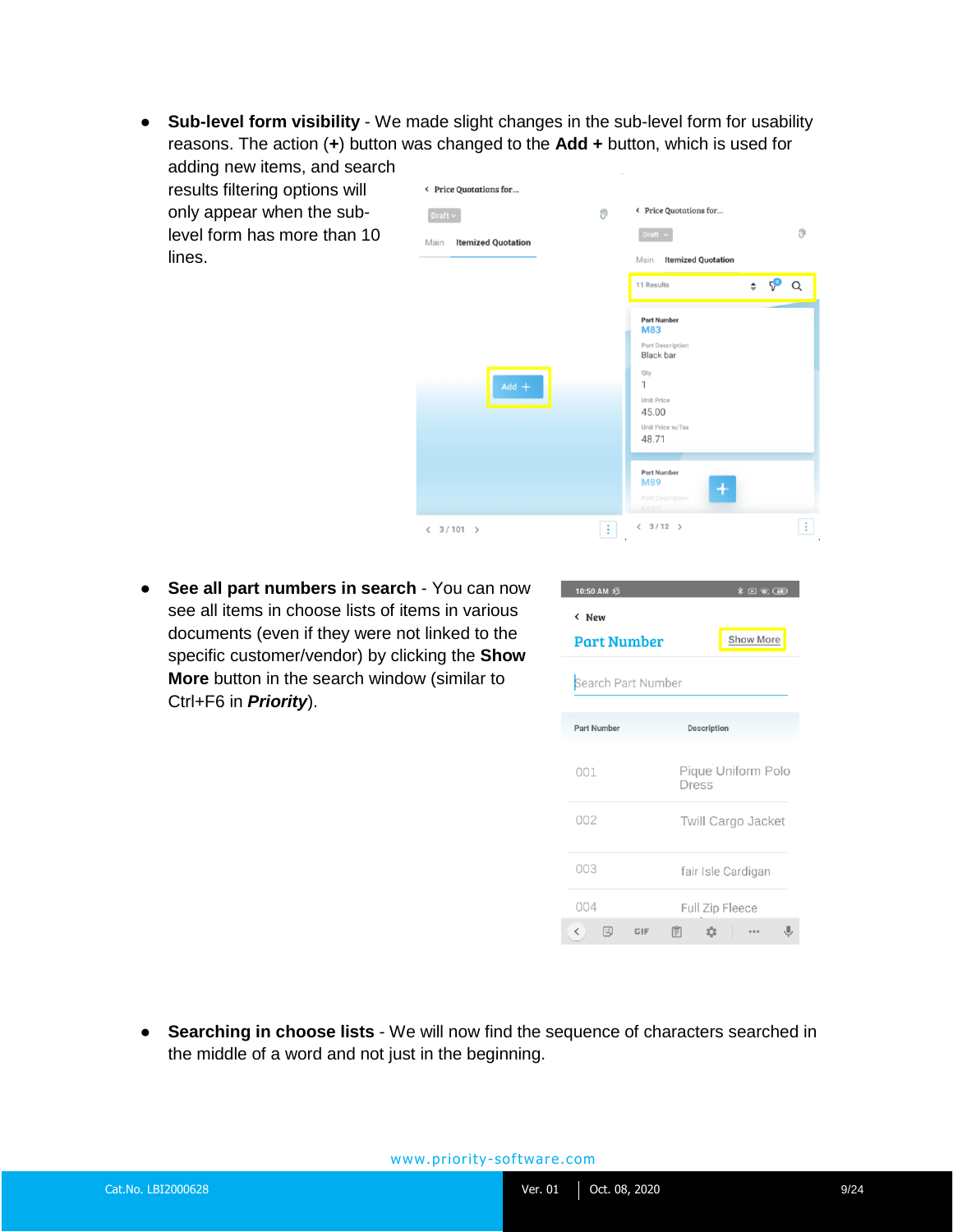- **Sub-level form visibility** - We made slight changes in the sub-level form for usability reasons. The action (**+**) button was changed to the **Add +** button, which is used for adding new items, and search results filtering options will only appear when the sub-level form has more than 10 lines.

- **See all part numbers in search** - You can now see all items in choose lists of items in various documents (even if they were not linked to the specific customer/vendor) by clicking the **Show More** button in the search window (similar to Ctrl+F6 in ***Priority***).

- **Searching in choose lists** - We will now find the sequence of characters searched in the middle of a word and not just in the beginning.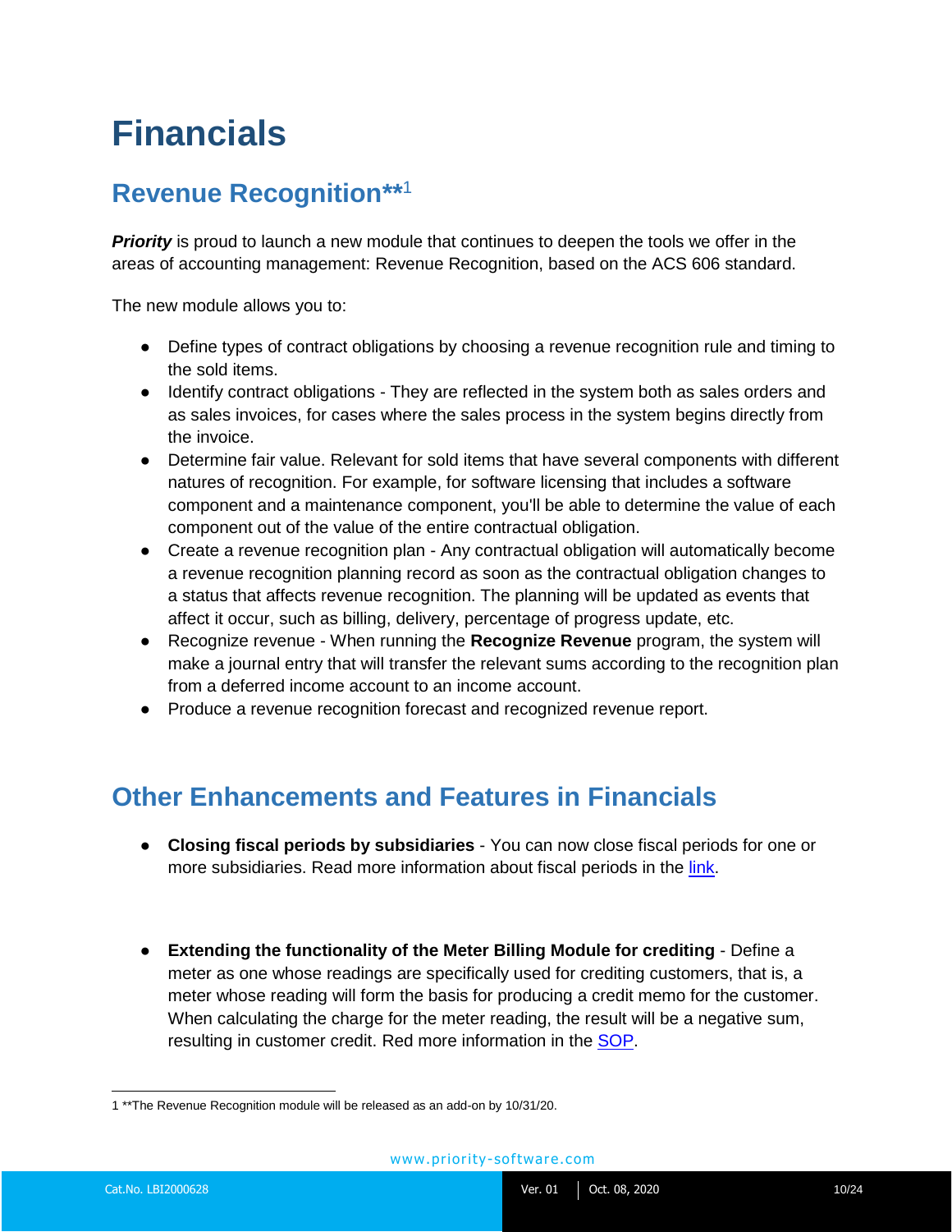# Financials

## Revenue Recognition**[1]

***Priority*** is proud to launch a new module that continues to deepen the tools we offer in the areas of accounting management: Revenue Recognition, based on the ACS 606 standard.

The new module allows you to:

- Define types of contract obligations by choosing a revenue recognition rule and timing to the sold items.
- Identify contract obligations - They are reflected in the system both as sales orders and as sales invoices, for cases where the sales process in the system begins directly from the invoice.
- Determine fair value. Relevant for sold items that have several components with different natures of recognition. For example, for software licensing that includes a software component and a maintenance component, you'll be able to determine the value of each component out of the value of the entire contractual obligation.
- Create a revenue recognition plan - Any contractual obligation will automatically become a revenue recognition planning record as soon as the contractual obligation changes to a status that affects revenue recognition. The planning will be updated as events that affect it occur, such as billing, delivery, percentage of progress update, etc.
- Recognize revenue - When running the **Recognize Revenue** program, the system will make a journal entry that will transfer the relevant sums according to the recognition plan from a deferred income account to an income account.
- Produce a revenue recognition forecast and recognized revenue report.

## Other Enhancements and Features in Financials

- **Closing fiscal periods by subsidiaries** - You can now close fiscal periods for one or more subsidiaries. Read more information about fiscal periods in the link.

- **Extending the functionality of the Meter Billing Module for crediting** - Define a meter as one whose readings are specifically used for crediting customers, that is, a meter whose reading will form the basis for producing a credit memo for the customer. When calculating the charge for the meter reading, the result will be a negative sum, resulting in customer credit. Red more information in the SOP.

---

1 **The Revenue Recognition module will be released as an add-on by 10/31/20.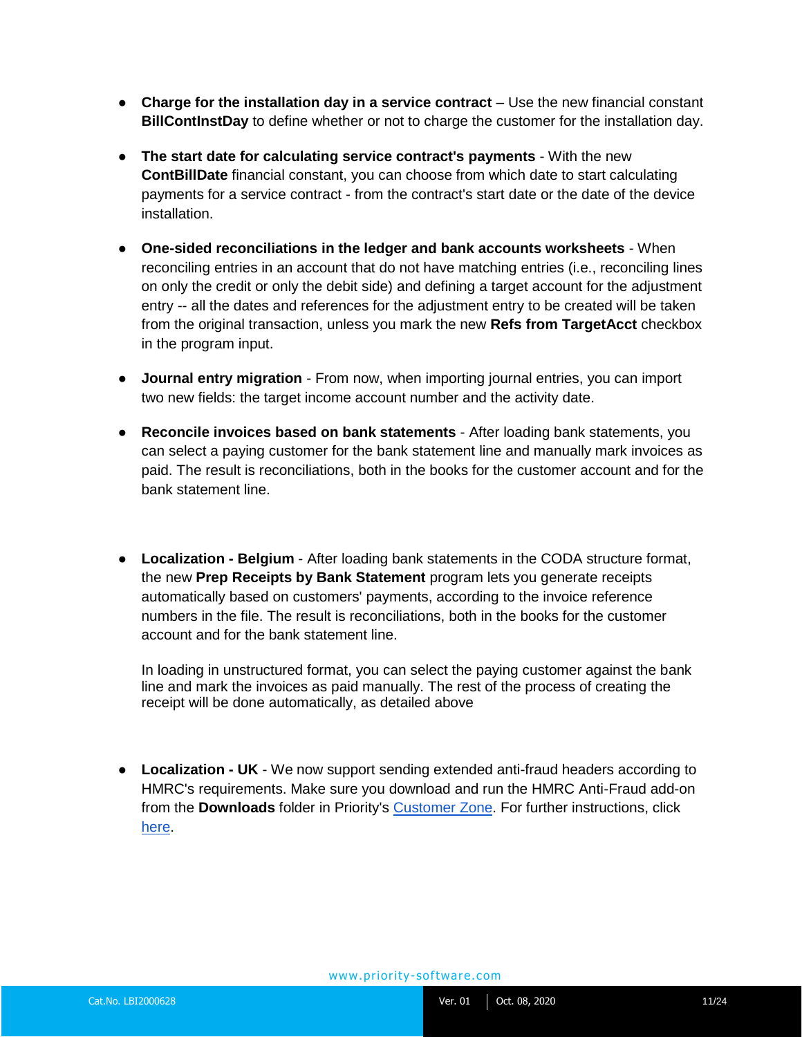- **Charge for the installation day in a service contract** – Use the new financial constant **BillContInstDay** to define whether or not to charge the customer for the installation day.

- **The start date for calculating service contract's payments** - With the new **ContBillDate** financial constant, you can choose from which date to start calculating payments for a service contract - from the contract's start date or the date of the device installation.

- **One-sided reconciliations in the ledger and bank accounts worksheets** - When reconciling entries in an account that do not have matching entries (i.e., reconciling lines on only the credit or only the debit side) and defining a target account for the adjustment entry -- all the dates and references for the adjustment entry to be created will be taken from the original transaction, unless you mark the new **Refs from TargetAcct** checkbox in the program input.

- **Journal entry migration** - From now, when importing journal entries, you can import two new fields: the target income account number and the activity date.

- **Reconcile invoices based on bank statements** - After loading bank statements, you can select a paying customer for the bank statement line and manually mark invoices as paid. The result is reconciliations, both in the books for the customer account and for the bank statement line.

- **Localization - Belgium** - After loading bank statements in the CODA structure format, the new **Prep Receipts by Bank Statement** program lets you generate receipts automatically based on customers' payments, according to the invoice reference numbers in the file. The result is reconciliations, both in the books for the customer account and for the bank statement line.

  In loading in unstructured format, you can select the paying customer against the bank line and mark the invoices as paid manually. The rest of the process of creating the receipt will be done automatically, as detailed above

- **Localization - UK** - We now support sending extended anti-fraud headers according to HMRC's requirements. Make sure you download and run the HMRC Anti-Fraud add-on from the **Downloads** folder in Priority's [Customer Zone](). For further instructions, click [here]().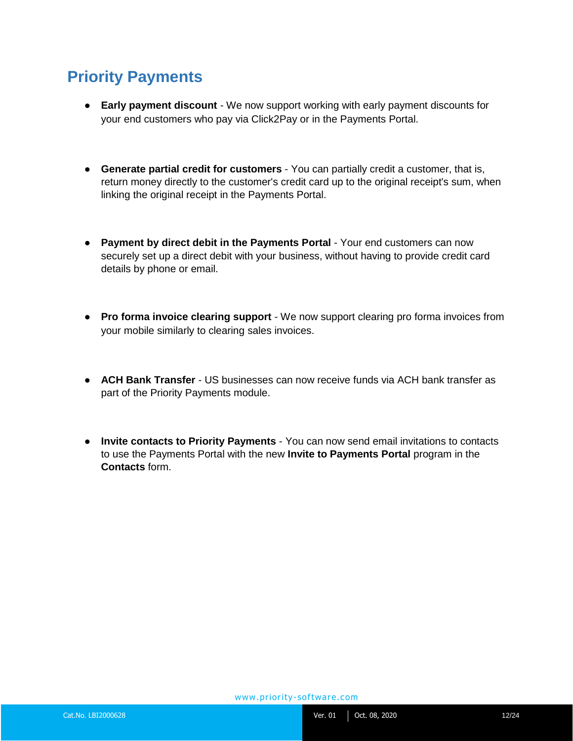## Priority Payments

- **Early payment discount** - We now support working with early payment discounts for your end customers who pay via Click2Pay or in the Payments Portal.

- **Generate partial credit for customers** - You can partially credit a customer, that is, return money directly to the customer's credit card up to the original receipt's sum, when linking the original receipt in the Payments Portal.

- **Payment by direct debit in the Payments Portal** - Your end customers can now securely set up a direct debit with your business, without having to provide credit card details by phone or email.

- **Pro forma invoice clearing support** - We now support clearing pro forma invoices from your mobile similarly to clearing sales invoices.

- **ACH Bank Transfer** - US businesses can now receive funds via ACH bank transfer as part of the Priority Payments module.

- **Invite contacts to Priority Payments** - You can now send email invitations to contacts to use the Payments Portal with the new **Invite to Payments Portal** program in the **Contacts** form.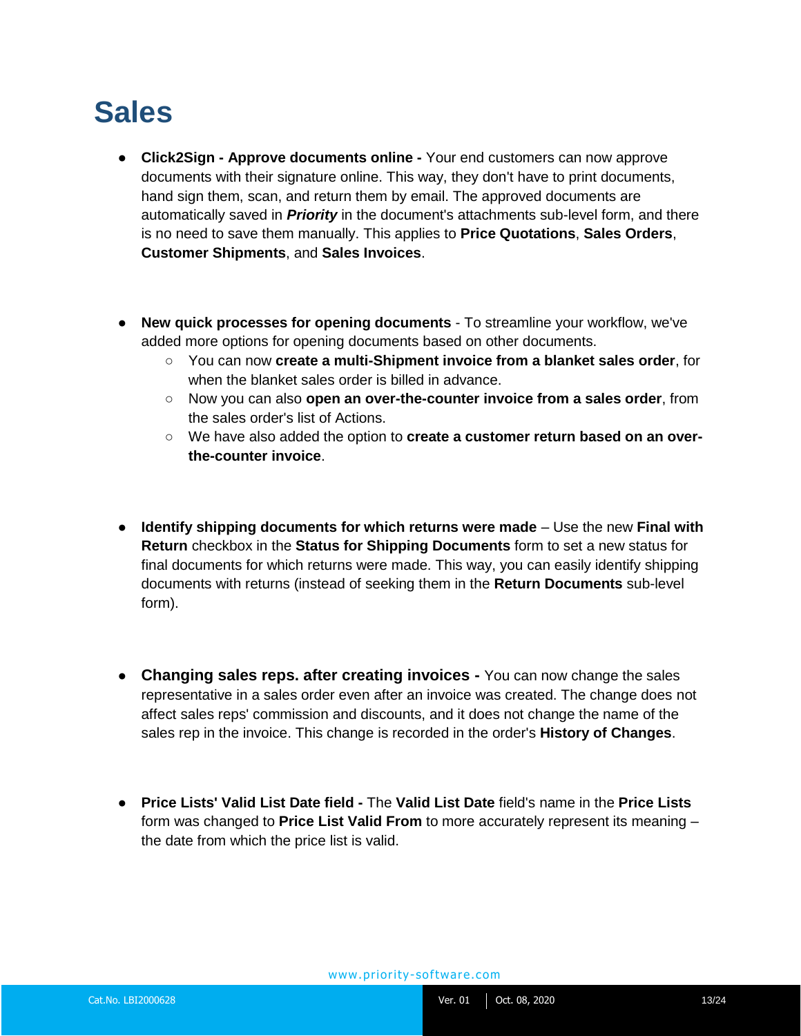# Sales

- **Click2Sign - Approve documents online -** Your end customers can now approve documents with their signature online. This way, they don't have to print documents, hand sign them, scan, and return them by email. The approved documents are automatically saved in ***Priority*** in the document's attachments sub-level form, and there is no need to save them manually. This applies to **Price Quotations**, **Sales Orders**, **Customer Shipments**, and **Sales Invoices**.

- **New quick processes for opening documents** - To streamline your workflow, we've added more options for opening documents based on other documents.
  - You can now **create a multi-Shipment invoice from a blanket sales order**, for when the blanket sales order is billed in advance.
  - Now you can also **open an over-the-counter invoice from a sales order**, from the sales order's list of Actions.
  - We have also added the option to **create a customer return based on an over-the-counter invoice**.

- **Identify shipping documents for which returns were made** – Use the new **Final with Return** checkbox in the **Status for Shipping Documents** form to set a new status for final documents for which returns were made. This way, you can easily identify shipping documents with returns (instead of seeking them in the **Return Documents** sub-level form).

- **Changing sales reps. after creating invoices -** You can now change the sales representative in a sales order even after an invoice was created. The change does not affect sales reps' commission and discounts, and it does not change the name of the sales rep in the invoice. This change is recorded in the order's **History of Changes**.

- **Price Lists' Valid List Date field -** The **Valid List Date** field's name in the **Price Lists** form was changed to **Price List Valid From** to more accurately represent its meaning – the date from which the price list is valid.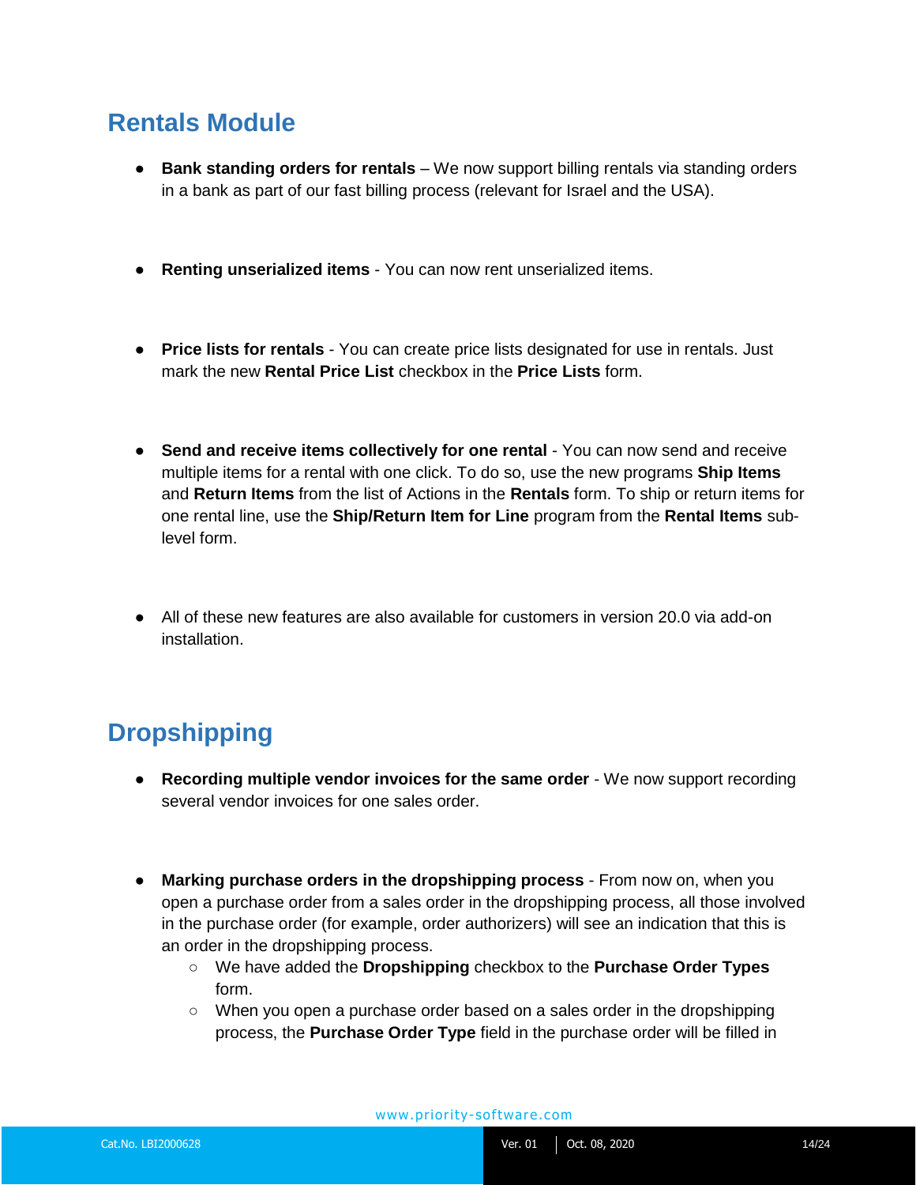## Rentals Module

- **Bank standing orders for rentals** – We now support billing rentals via standing orders in a bank as part of our fast billing process (relevant for Israel and the USA).

- **Renting unserialized items** - You can now rent unserialized items.

- **Price lists for rentals** - You can create price lists designated for use in rentals. Just mark the new **Rental Price List** checkbox in the **Price Lists** form.

- **Send and receive items collectively for one rental** - You can now send and receive multiple items for a rental with one click. To do so, use the new programs **Ship Items** and **Return Items** from the list of Actions in the **Rentals** form. To ship or return items for one rental line, use the **Ship/Return Item for Line** program from the **Rental Items** sub-level form.

- All of these new features are also available for customers in version 20.0 via add-on installation.

## Dropshipping

- **Recording multiple vendor invoices for the same order** - We now support recording several vendor invoices for one sales order.

- **Marking purchase orders in the dropshipping process** - From now on, when you open a purchase order from a sales order in the dropshipping process, all those involved in the purchase order (for example, order authorizers) will see an indication that this is an order in the dropshipping process.
  - We have added the **Dropshipping** checkbox to the **Purchase Order Types** form.
  - When you open a purchase order based on a sales order in the dropshipping process, the **Purchase Order Type** field in the purchase order will be filled in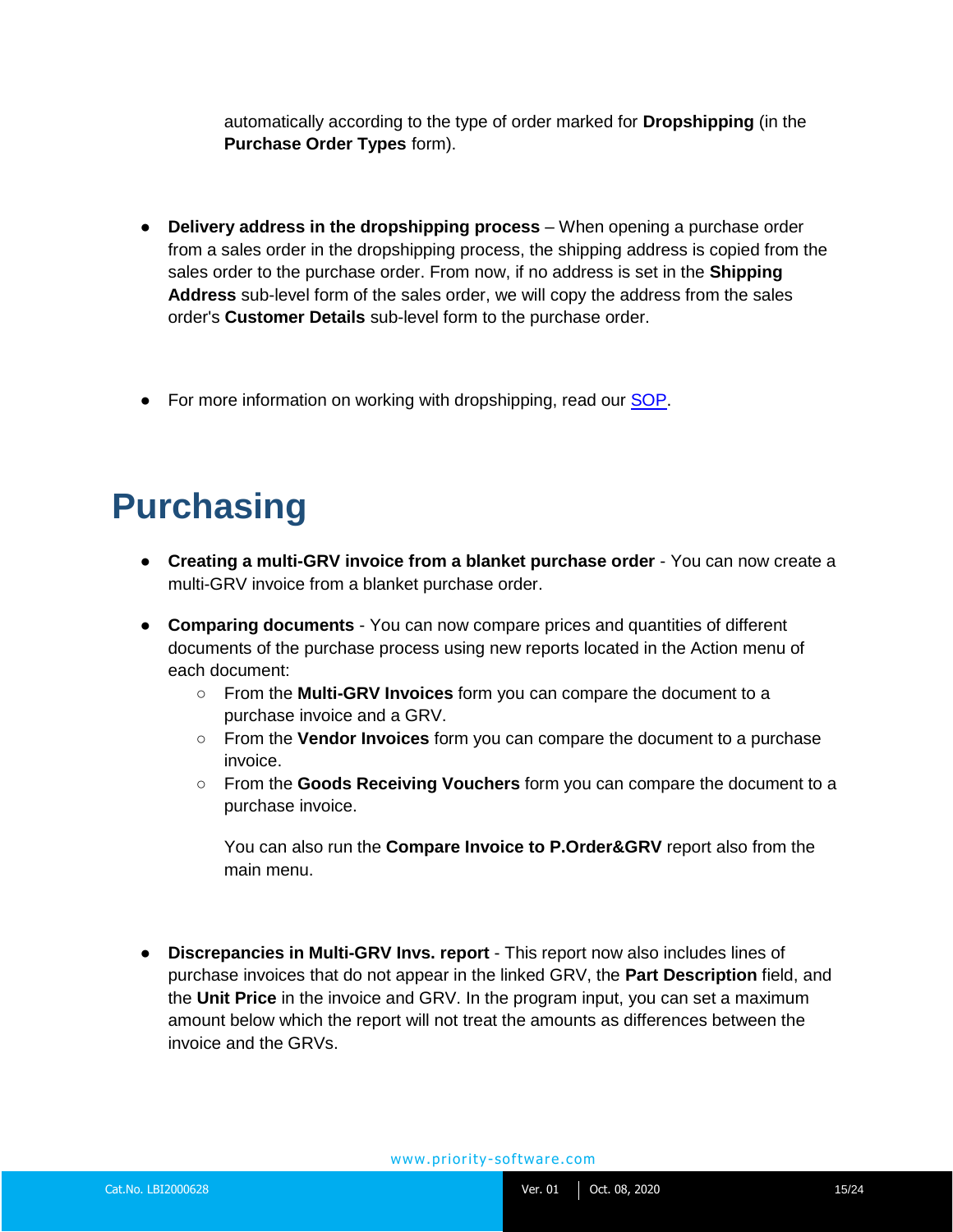automatically according to the type of order marked for **Dropshipping** (in the **Purchase Order Types** form).

- **Delivery address in the dropshipping process** – When opening a purchase order from a sales order in the dropshipping process, the shipping address is copied from the sales order to the purchase order. From now, if no address is set in the **Shipping Address** sub-level form of the sales order, we will copy the address from the sales order's **Customer Details** sub-level form to the purchase order.

- For more information on working with dropshipping, read our [SOP](SOP).

# Purchasing

- **Creating a multi-GRV invoice from a blanket purchase order** - You can now create a multi-GRV invoice from a blanket purchase order.
- **Comparing documents** - You can now compare prices and quantities of different documents of the purchase process using new reports located in the Action menu of each document:
  - From the **Multi-GRV Invoices** form you can compare the document to a purchase invoice and a GRV.
  - From the **Vendor Invoices** form you can compare the document to a purchase invoice.
  - From the **Goods Receiving Vouchers** form you can compare the document to a purchase invoice.

  You can also run the **Compare Invoice to P.Order&GRV** report also from the main menu.

- **Discrepancies in Multi-GRV Invs. report** - This report now also includes lines of purchase invoices that do not appear in the linked GRV, the **Part Description** field, and the **Unit Price** in the invoice and GRV. In the program input, you can set a maximum amount below which the report will not treat the amounts as differences between the invoice and the GRVs.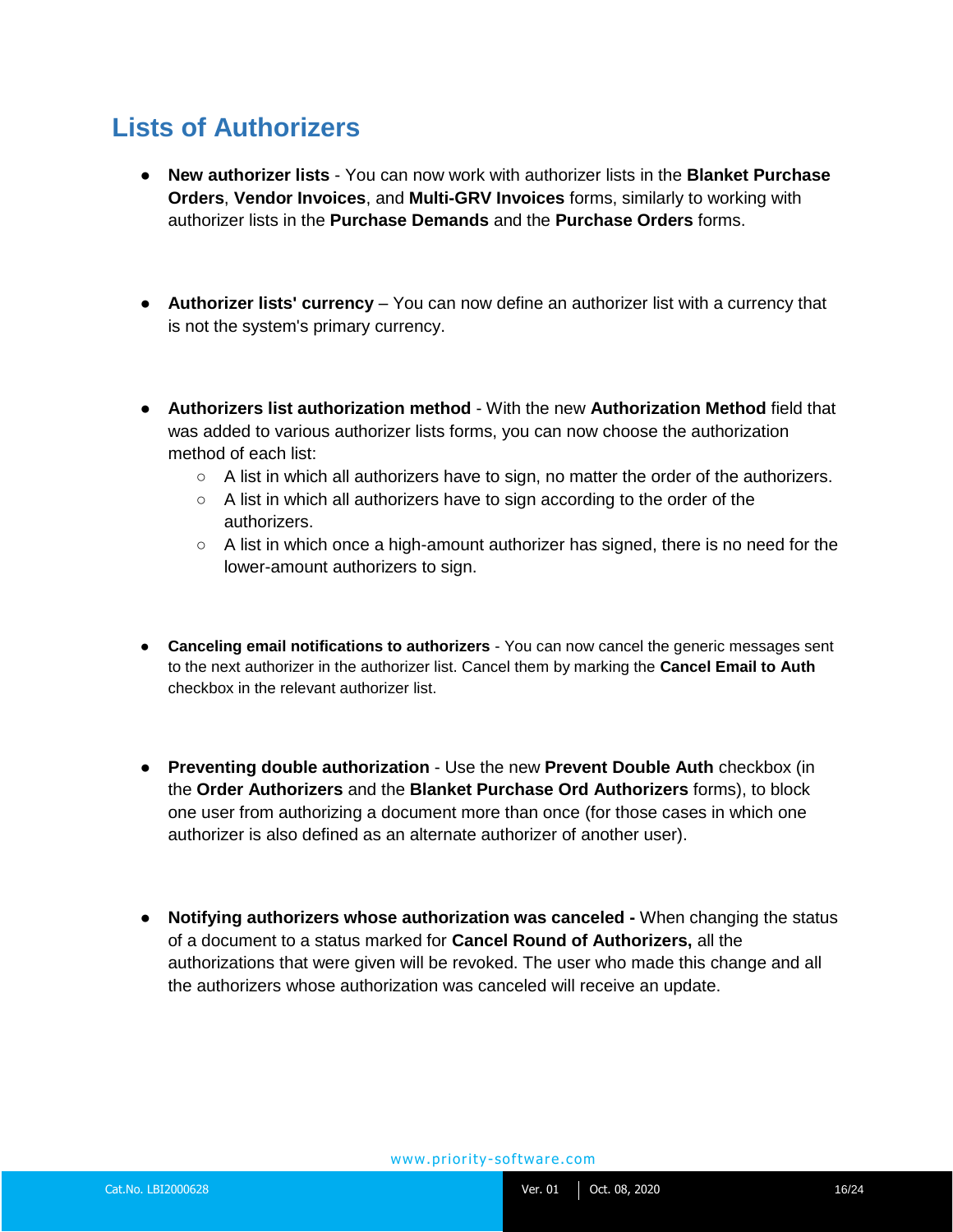## Lists of Authorizers

- **New authorizer lists** - You can now work with authorizer lists in the **Blanket Purchase Orders**, **Vendor Invoices**, and **Multi-GRV Invoices** forms, similarly to working with authorizer lists in the **Purchase Demands** and the **Purchase Orders** forms.

- **Authorizer lists' currency** – You can now define an authorizer list with a currency that is not the system's primary currency.

- **Authorizers list authorization method** - With the new **Authorization Method** field that was added to various authorizer lists forms, you can now choose the authorization method of each list:
  - A list in which all authorizers have to sign, no matter the order of the authorizers.
  - A list in which all authorizers have to sign according to the order of the authorizers.
  - A list in which once a high-amount authorizer has signed, there is no need for the lower-amount authorizers to sign.

- **Canceling email notifications to authorizers** - You can now cancel the generic messages sent to the next authorizer in the authorizer list. Cancel them by marking the **Cancel Email to Auth** checkbox in the relevant authorizer list.

- **Preventing double authorization** - Use the new **Prevent Double Auth** checkbox (in the **Order Authorizers** and the **Blanket Purchase Ord Authorizers** forms), to block one user from authorizing a document more than once (for those cases in which one authorizer is also defined as an alternate authorizer of another user).

- **Notifying authorizers whose authorization was canceled -** When changing the status of a document to a status marked for **Cancel Round of Authorizers,** all the authorizations that were given will be revoked. The user who made this change and all the authorizers whose authorization was canceled will receive an update.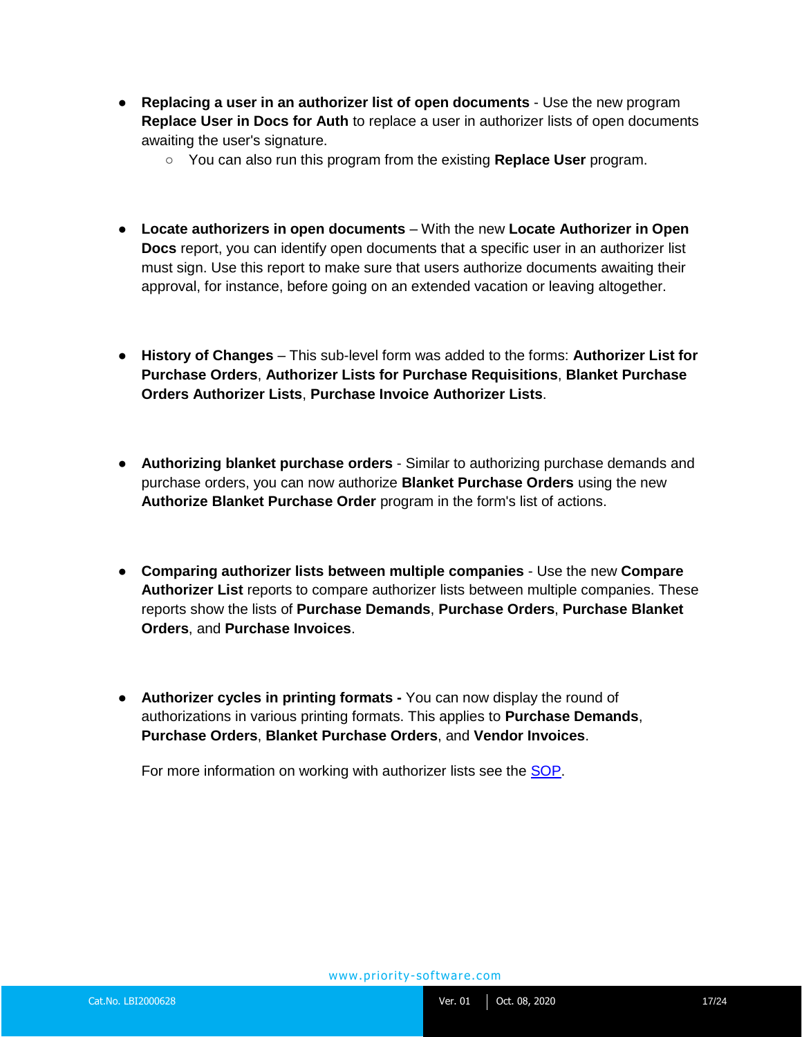- **Replacing a user in an authorizer list of open documents** - Use the new program **Replace User in Docs for Auth** to replace a user in authorizer lists of open documents awaiting the user's signature.
    - You can also run this program from the existing **Replace User** program.

- **Locate authorizers in open documents** – With the new **Locate Authorizer in Open Docs** report, you can identify open documents that a specific user in an authorizer list must sign. Use this report to make sure that users authorize documents awaiting their approval, for instance, before going on an extended vacation or leaving altogether.

- **History of Changes** – This sub-level form was added to the forms: **Authorizer List for Purchase Orders**, **Authorizer Lists for Purchase Requisitions**, **Blanket Purchase Orders Authorizer Lists**, **Purchase Invoice Authorizer Lists**.

- **Authorizing blanket purchase orders** - Similar to authorizing purchase demands and purchase orders, you can now authorize **Blanket Purchase Orders** using the new **Authorize Blanket Purchase Order** program in the form's list of actions.

- **Comparing authorizer lists between multiple companies** - Use the new **Compare Authorizer List** reports to compare authorizer lists between multiple companies. These reports show the lists of **Purchase Demands**, **Purchase Orders**, **Purchase Blanket Orders**, and **Purchase Invoices**.

- **Authorizer cycles in printing formats -** You can now display the round of authorizations in various printing formats. This applies to **Purchase Demands**, **Purchase Orders**, **Blanket Purchase Orders**, and **Vendor Invoices**.

  For more information on working with authorizer lists see the SOP.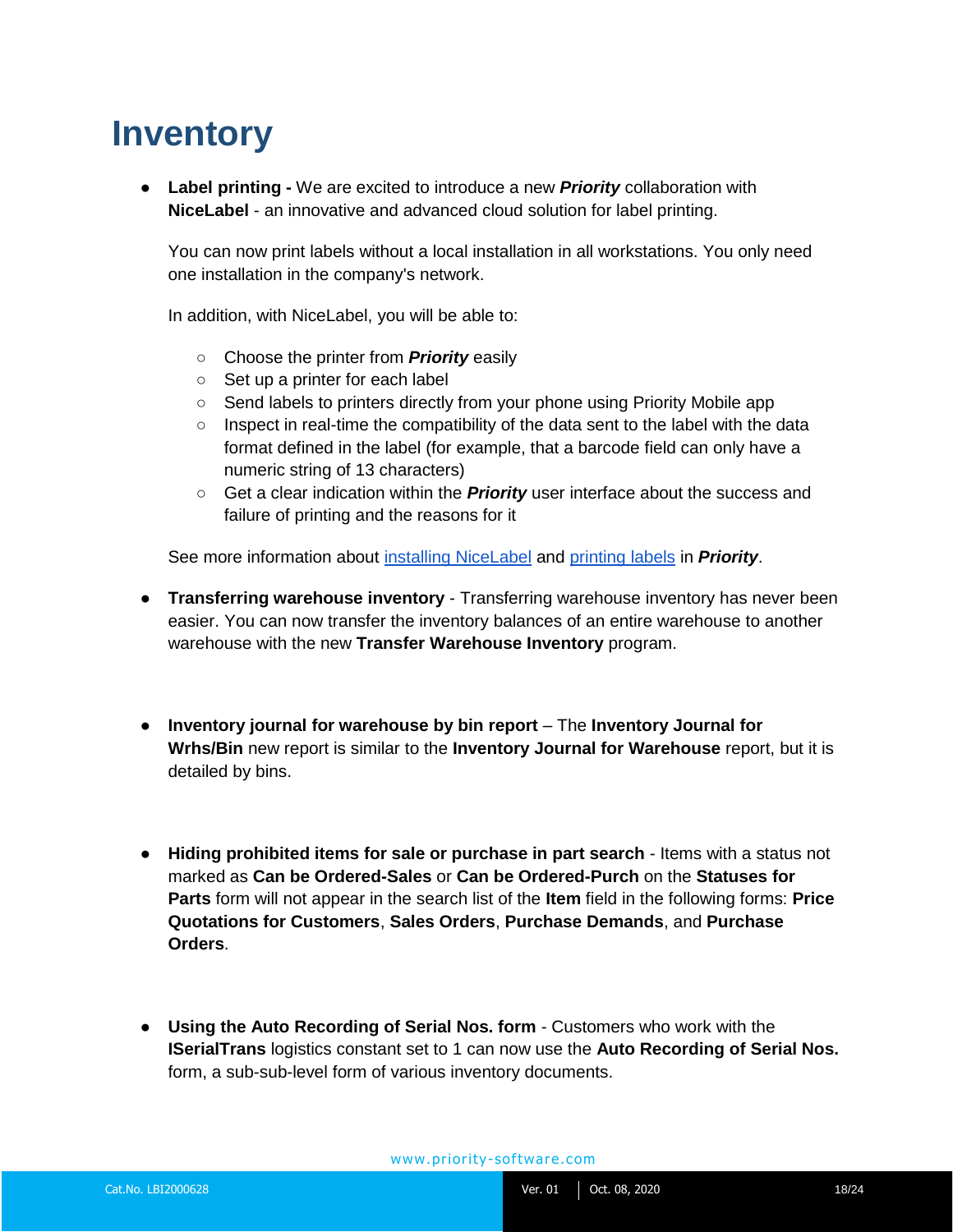# Inventory

- **Label printing -** We are excited to introduce a new ***Priority*** collaboration with **NiceLabel** - an innovative and advanced cloud solution for label printing.

  You can now print labels without a local installation in all workstations. You only need one installation in the company's network.

  In addition, with NiceLabel, you will be able to:

  - Choose the printer from ***Priority*** easily
  - Set up a printer for each label
  - Send labels to printers directly from your phone using Priority Mobile app
  - Inspect in real-time the compatibility of the data sent to the label with the data format defined in the label (for example, that a barcode field can only have a numeric string of 13 characters)
  - Get a clear indication within the ***Priority*** user interface about the success and failure of printing and the reasons for it

  See more information about installing NiceLabel and printing labels in ***Priority***.

- **Transferring warehouse inventory** - Transferring warehouse inventory has never been easier. You can now transfer the inventory balances of an entire warehouse to another warehouse with the new **Transfer Warehouse Inventory** program.

- **Inventory journal for warehouse by bin report** – The **Inventory Journal for Wrhs/Bin** new report is similar to the **Inventory Journal for Warehouse** report, but it is detailed by bins.

- **Hiding prohibited items for sale or purchase in part search** - Items with a status not marked as **Can be Ordered-Sales** or **Can be Ordered-Purch** on the **Statuses for Parts** form will not appear in the search list of the **Item** field in the following forms: **Price Quotations for Customers**, **Sales Orders**, **Purchase Demands**, and **Purchase Orders**.

- **Using the Auto Recording of Serial Nos. form** - Customers who work with the **lSerialTrans** logistics constant set to 1 can now use the **Auto Recording of Serial Nos.** form, a sub-sub-level form of various inventory documents.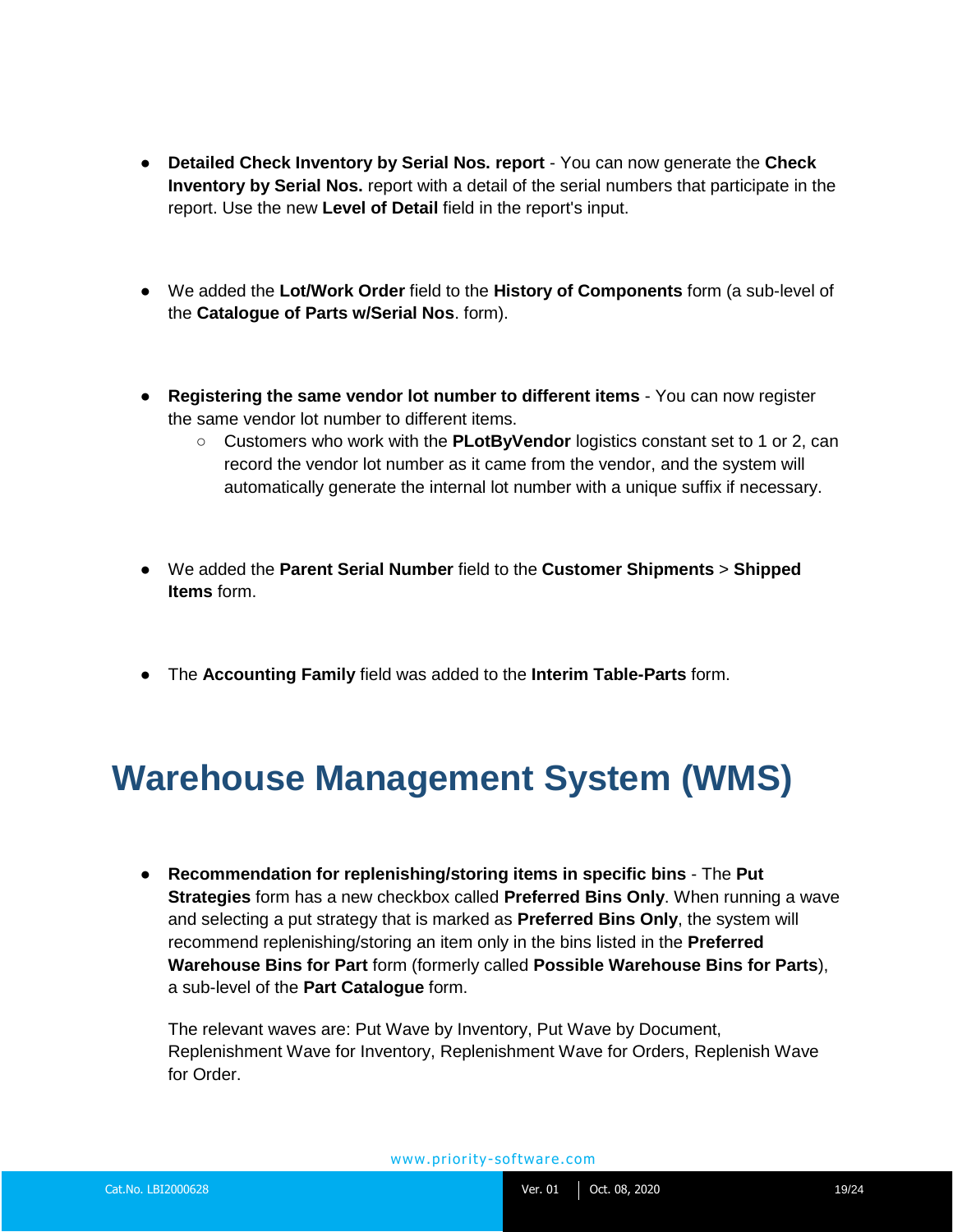- **Detailed Check Inventory by Serial Nos. report** - You can now generate the **Check Inventory by Serial Nos.** report with a detail of the serial numbers that participate in the report. Use the new **Level of Detail** field in the report's input.

- We added the **Lot/Work Order** field to the **History of Components** form (a sub-level of the **Catalogue of Parts w/Serial Nos**. form).

- **Registering the same vendor lot number to different items** - You can now register the same vendor lot number to different items.
    - Customers who work with the **PLotByVendor** logistics constant set to 1 or 2, can record the vendor lot number as it came from the vendor, and the system will automatically generate the internal lot number with a unique suffix if necessary.

- We added the **Parent Serial Number** field to the **Customer Shipments** > **Shipped Items** form.

- The **Accounting Family** field was added to the **Interim Table-Parts** form.

# Warehouse Management System (WMS)

- **Recommendation for replenishing/storing items in specific bins** - The **Put Strategies** form has a new checkbox called **Preferred Bins Only**. When running a wave and selecting a put strategy that is marked as **Preferred Bins Only**, the system will recommend replenishing/storing an item only in the bins listed in the **Preferred Warehouse Bins for Part** form (formerly called **Possible Warehouse Bins for Parts**), a sub-level of the **Part Catalogue** form.

  The relevant waves are: Put Wave by Inventory, Put Wave by Document, Replenishment Wave for Inventory, Replenishment Wave for Orders, Replenish Wave for Order.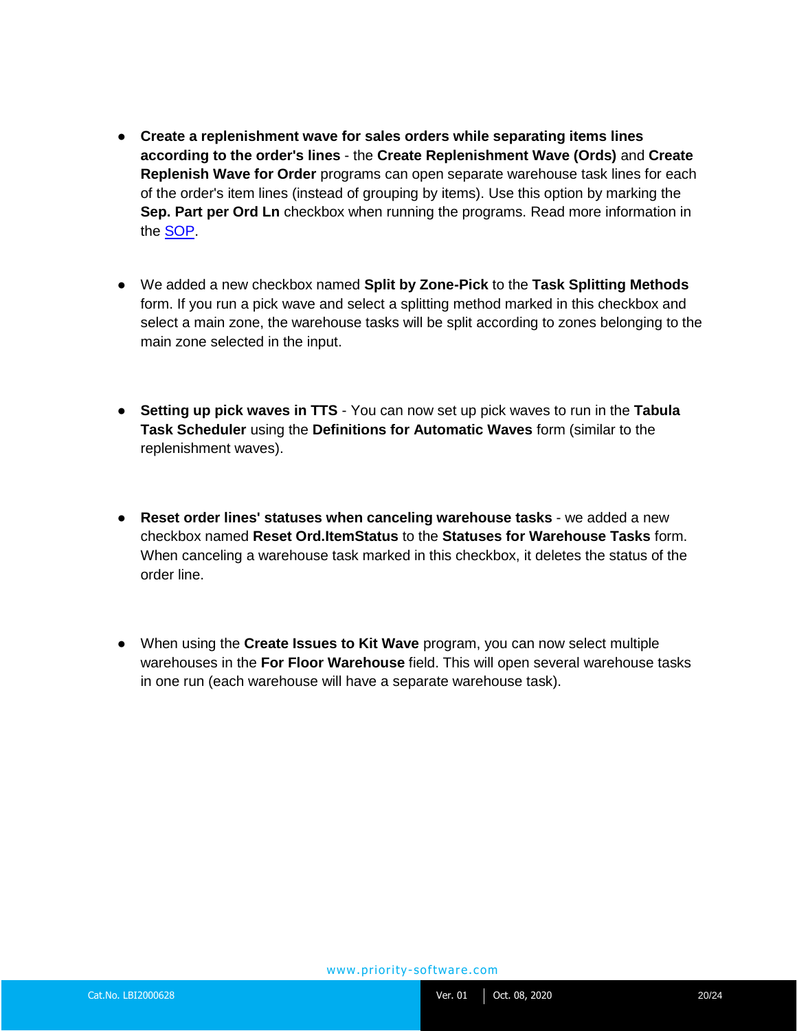- **Create a replenishment wave for sales orders while separating items lines according to the order's lines** - the **Create Replenishment Wave (Ords)** and **Create Replenish Wave for Order** programs can open separate warehouse task lines for each of the order's item lines (instead of grouping by items). Use this option by marking the **Sep. Part per Ord Ln** checkbox when running the programs. Read more information in the SOP.

- We added a new checkbox named **Split by Zone-Pick** to the **Task Splitting Methods** form. If you run a pick wave and select a splitting method marked in this checkbox and select a main zone, the warehouse tasks will be split according to zones belonging to the main zone selected in the input.

- **Setting up pick waves in TTS** - You can now set up pick waves to run in the **Tabula Task Scheduler** using the **Definitions for Automatic Waves** form (similar to the replenishment waves).

- **Reset order lines' statuses when canceling warehouse tasks** - we added a new checkbox named **Reset Ord.ItemStatus** to the **Statuses for Warehouse Tasks** form. When canceling a warehouse task marked in this checkbox, it deletes the status of the order line.

- When using the **Create Issues to Kit Wave** program, you can now select multiple warehouses in the **For Floor Warehouse** field. This will open several warehouse tasks in one run (each warehouse will have a separate warehouse task).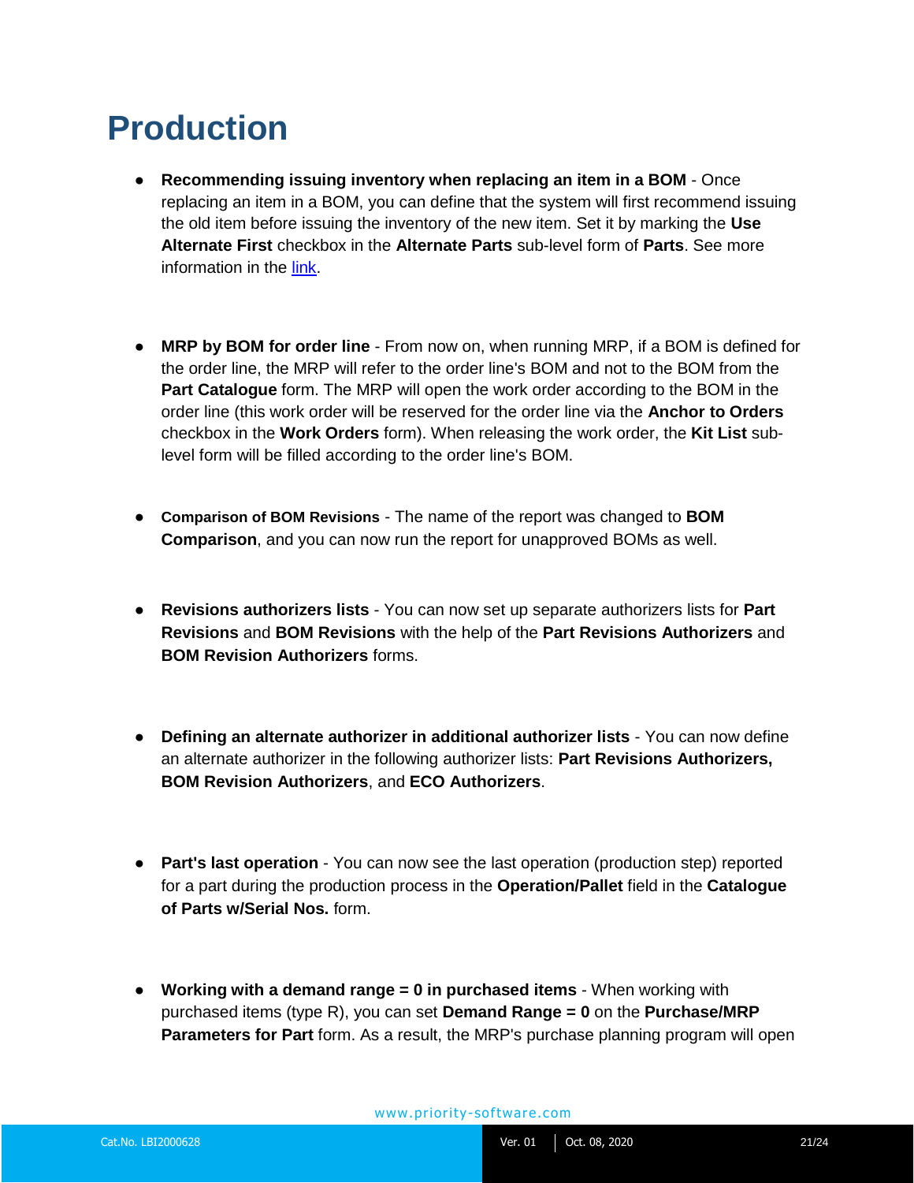# Production

- **Recommending issuing inventory when replacing an item in a BOM** - Once replacing an item in a BOM, you can define that the system will first recommend issuing the old item before issuing the inventory of the new item. Set it by marking the **Use Alternate First** checkbox in the **Alternate Parts** sub-level form of **Parts**. See more information in the link.

- **MRP by BOM for order line** - From now on, when running MRP, if a BOM is defined for the order line, the MRP will refer to the order line's BOM and not to the BOM from the **Part Catalogue** form. The MRP will open the work order according to the BOM in the order line (this work order will be reserved for the order line via the **Anchor to Orders** checkbox in the **Work Orders** form). When releasing the work order, the **Kit List** sub-level form will be filled according to the order line's BOM.

- **Comparison of BOM Revisions** - The name of the report was changed to **BOM Comparison**, and you can now run the report for unapproved BOMs as well.

- **Revisions authorizers lists** - You can now set up separate authorizers lists for **Part Revisions** and **BOM Revisions** with the help of the **Part Revisions Authorizers** and **BOM Revision Authorizers** forms.

- **Defining an alternate authorizer in additional authorizer lists** - You can now define an alternate authorizer in the following authorizer lists: **Part Revisions Authorizers, BOM Revision Authorizers**, and **ECO Authorizers**.

- **Part's last operation** - You can now see the last operation (production step) reported for a part during the production process in the **Operation/Pallet** field in the **Catalogue of Parts w/Serial Nos.** form.

- **Working with a demand range = 0 in purchased items** - When working with purchased items (type R), you can set **Demand Range = 0** on the **Purchase/MRP Parameters for Part** form. As a result, the MRP's purchase planning program will open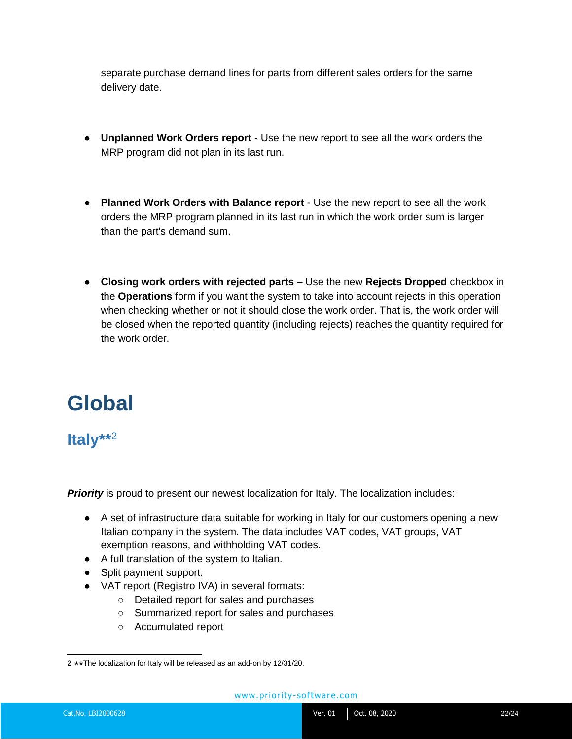separate purchase demand lines for parts from different sales orders for the same delivery date.

- **Unplanned Work Orders report** - Use the new report to see all the work orders the MRP program did not plan in its last run.

- **Planned Work Orders with Balance report** - Use the new report to see all the work orders the MRP program planned in its last run in which the work order sum is larger than the part's demand sum.

- **Closing work orders with rejected parts** – Use the new **Rejects Dropped** checkbox in the **Operations** form if you want the system to take into account rejects in this operation when checking whether or not it should close the work order. That is, the work order will be closed when the reported quantity (including rejects) reaches the quantity required for the work order.

# Global

## Italy**[2]

***Priority*** is proud to present our newest localization for Italy. The localization includes:

- A set of infrastructure data suitable for working in Italy for our customers opening a new Italian company in the system. The data includes VAT codes, VAT groups, VAT exemption reasons, and withholding VAT codes.
- A full translation of the system to Italian.
- Split payment support.
- VAT report (Registro IVA) in several formats:
  - Detailed report for sales and purchases
  - Summarized report for sales and purchases
  - Accumulated report

[2] **The localization for Italy will be released as an add-on by 12/31/20.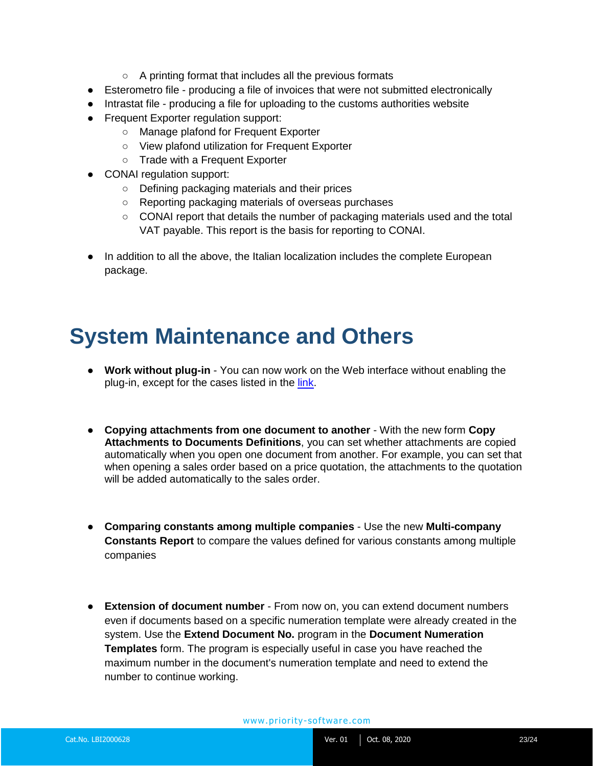- A printing format that includes all the previous formats
- Esterometro file - producing a file of invoices that were not submitted electronically
- Intrastat file - producing a file for uploading to the customs authorities website
- Frequent Exporter regulation support:
    - Manage plafond for Frequent Exporter
    - View plafond utilization for Frequent Exporter
    - Trade with a Frequent Exporter
- CONAI regulation support:
    - Defining packaging materials and their prices
    - Reporting packaging materials of overseas purchases
    - CONAI report that details the number of packaging materials used and the total VAT payable. This report is the basis for reporting to CONAI.

- In addition to all the above, the Italian localization includes the complete European package.

# System Maintenance and Others

- **Work without plug-in** - You can now work on the Web interface without enabling the plug-in, except for the cases listed in the link.

- **Copying attachments from one document to another** - With the new form **Copy Attachments to Documents Definitions**, you can set whether attachments are copied automatically when you open one document from another. For example, you can set that when opening a sales order based on a price quotation, the attachments to the quotation will be added automatically to the sales order.

- **Comparing constants among multiple companies** - Use the new **Multi-company Constants Report** to compare the values defined for various constants among multiple companies

- **Extension of document number** - From now on, you can extend document numbers even if documents based on a specific numeration template were already created in the system. Use the **Extend Document No.** program in the **Document Numeration Templates** form. The program is especially useful in case you have reached the maximum number in the document's numeration template and need to extend the number to continue working.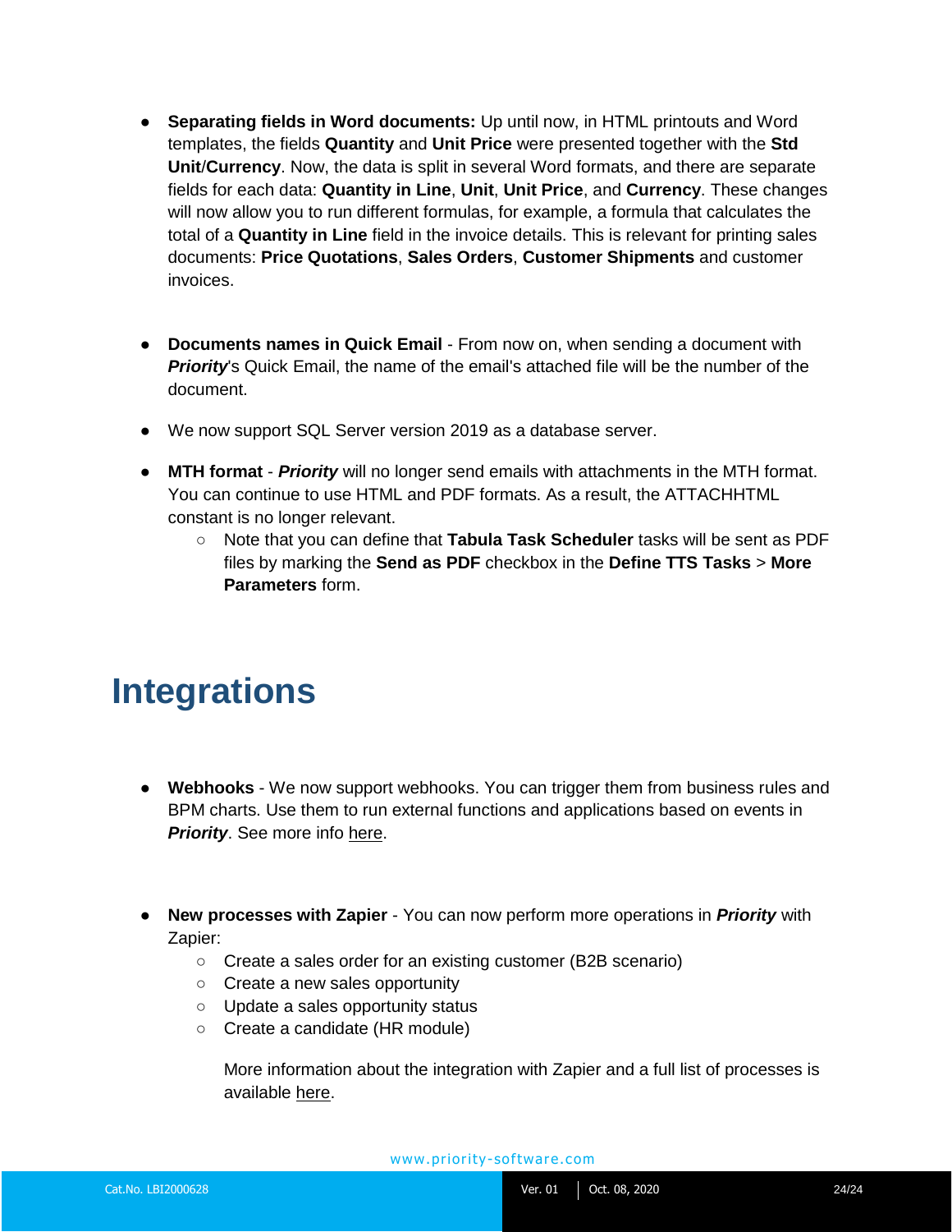- **Separating fields in Word documents:** Up until now, in HTML printouts and Word templates, the fields **Quantity** and **Unit Price** were presented together with the **Std Unit**/**Currency**. Now, the data is split in several Word formats, and there are separate fields for each data: **Quantity in Line**, **Unit**, **Unit Price**, and **Currency**. These changes will now allow you to run different formulas, for example, a formula that calculates the total of a **Quantity in Line** field in the invoice details. This is relevant for printing sales documents: **Price Quotations**, **Sales Orders**, **Customer Shipments** and customer invoices.

- **Documents names in Quick Email** - From now on, when sending a document with ***Priority***'s Quick Email, the name of the email's attached file will be the number of the document.

- We now support SQL Server version 2019 as a database server.

- **MTH format** - ***Priority*** will no longer send emails with attachments in the MTH format. You can continue to use HTML and PDF formats. As a result, the ATTACHHTML constant is no longer relevant.
  - Note that you can define that **Tabula Task Scheduler** tasks will be sent as PDF files by marking the **Send as PDF** checkbox in the **Define TTS Tasks** > **More Parameters** form.

# Integrations

- **Webhooks** - We now support webhooks. You can trigger them from business rules and BPM charts. Use them to run external functions and applications based on events in ***Priority***. See more info here.

- **New processes with Zapier** - You can now perform more operations in ***Priority*** with Zapier:
  - Create a sales order for an existing customer (B2B scenario)
  - Create a new sales opportunity
  - Update a sales opportunity status
  - Create a candidate (HR module)

  More information about the integration with Zapier and a full list of processes is available here.